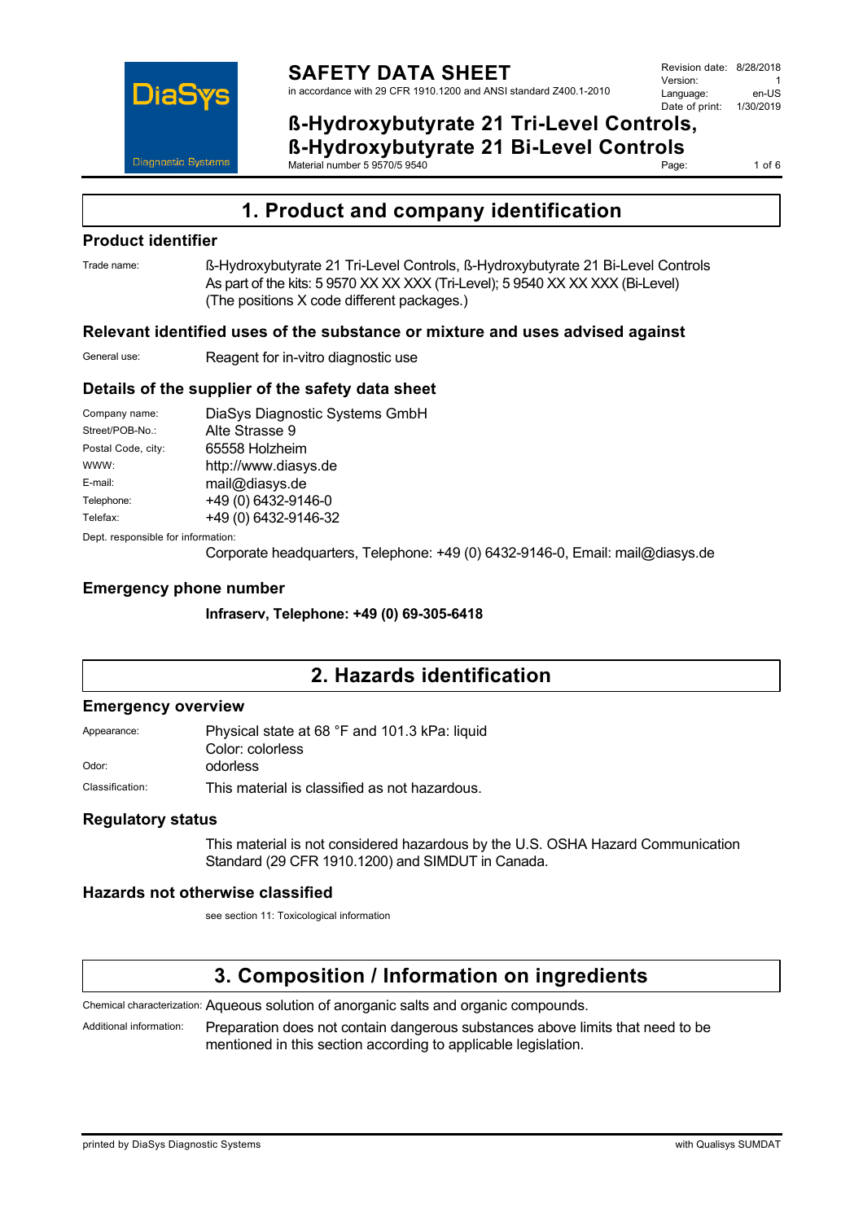# SAFETY DATA SHEET

in accordance with 29 CFR 1910.1200 and ANSI standard Z400.1-2010

Revision date: 8/28/2018
Version: 1
Language: en-US
Date of print: 1/30/2019

## ß-Hydroxybutyrate 21 Tri-Level Controls, ß-Hydroxybutyrate 21 Bi-Level Controls

Material number 5 9570/5 9540

## 1. Product and company identification

### Product identifier

Trade name: ß-Hydroxybutyrate 21 Tri-Level Controls, ß-Hydroxybutyrate 21 Bi-Level Controls
As part of the kits: 5 9570 XX XX XXX (Tri-Level); 5 9540 XX XX XXX (Bi-Level)
(The positions X code different packages.)

### Relevant identified uses of the substance or mixture and uses advised against

General use: Reagent for in-vitro diagnostic use

### Details of the supplier of the safety data sheet

Company name: DiaSys Diagnostic Systems GmbH
Street/POB-No.: Alte Strasse 9
Postal Code, city: 65558 Holzheim
WWW: http://www.diasys.de
E-mail: mail@diasys.de
Telephone: +49 (0) 6432-9146-0
Telefax: +49 (0) 6432-9146-32

Dept. responsible for information:
Corporate headquarters, Telephone: +49 (0) 6432-9146-0, Email: mail@diasys.de

### Emergency phone number

**Infraserv, Telephone: +49 (0) 69-305-6418**

## 2. Hazards identification

### Emergency overview

Appearance: Physical state at 68 °F and 101.3 kPa: liquid
Color: colorless
Odor: odorless
Classification: This material is classified as not hazardous.

### Regulatory status

This material is not considered hazardous by the U.S. OSHA Hazard Communication Standard (29 CFR 1910.1200) and SIMDUT in Canada.

### Hazards not otherwise classified

see section 11: Toxicological information

## 3. Composition / Information on ingredients

Chemical characterization: Aqueous solution of anorganic salts and organic compounds.

Additional information: Preparation does not contain dangerous substances above limits that need to be mentioned in this section according to applicable legislation.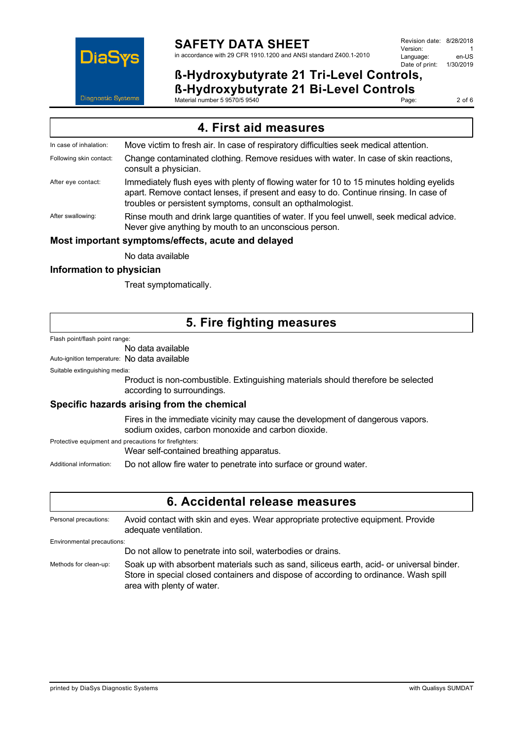## 4. First aid measures

In case of inhalation: Move victim to fresh air. In case of respiratory difficulties seek medical attention.

Following skin contact: Change contaminated clothing. Remove residues with water. In case of skin reactions, consult a physician.

After eye contact: Immediately flush eyes with plenty of flowing water for 10 to 15 minutes holding eyelids apart. Remove contact lenses, if present and easy to do. Continue rinsing. In case of troubles or persistent symptoms, consult an opthalmologist.

After swallowing: Rinse mouth and drink large quantities of water. If you feel unwell, seek medical advice. Never give anything by mouth to an unconscious person.

### Most important symptoms/effects, acute and delayed

No data available

### Information to physician

Treat symptomatically.

## 5. Fire fighting measures

Flash point/flash point range:

No data available

Auto-ignition temperature: No data available

Suitable extinguishing media:

Product is non-combustible. Extinguishing materials should therefore be selected according to surroundings.

### Specific hazards arising from the chemical

Fires in the immediate vicinity may cause the development of dangerous vapors. sodium oxides, carbon monoxide and carbon dioxide.

Protective equipment and precautions for firefighters:

Wear self-contained breathing apparatus.

Additional information: Do not allow fire water to penetrate into surface or ground water.

## 6. Accidental release measures

Personal precautions: Avoid contact with skin and eyes. Wear appropriate protective equipment. Provide adequate ventilation.

Environmental precautions:

Do not allow to penetrate into soil, waterbodies or drains.

Methods for clean-up: Soak up with absorbent materials such as sand, siliceus earth, acid- or universal binder. Store in special closed containers and dispose of according to ordinance. Wash spill area with plenty of water.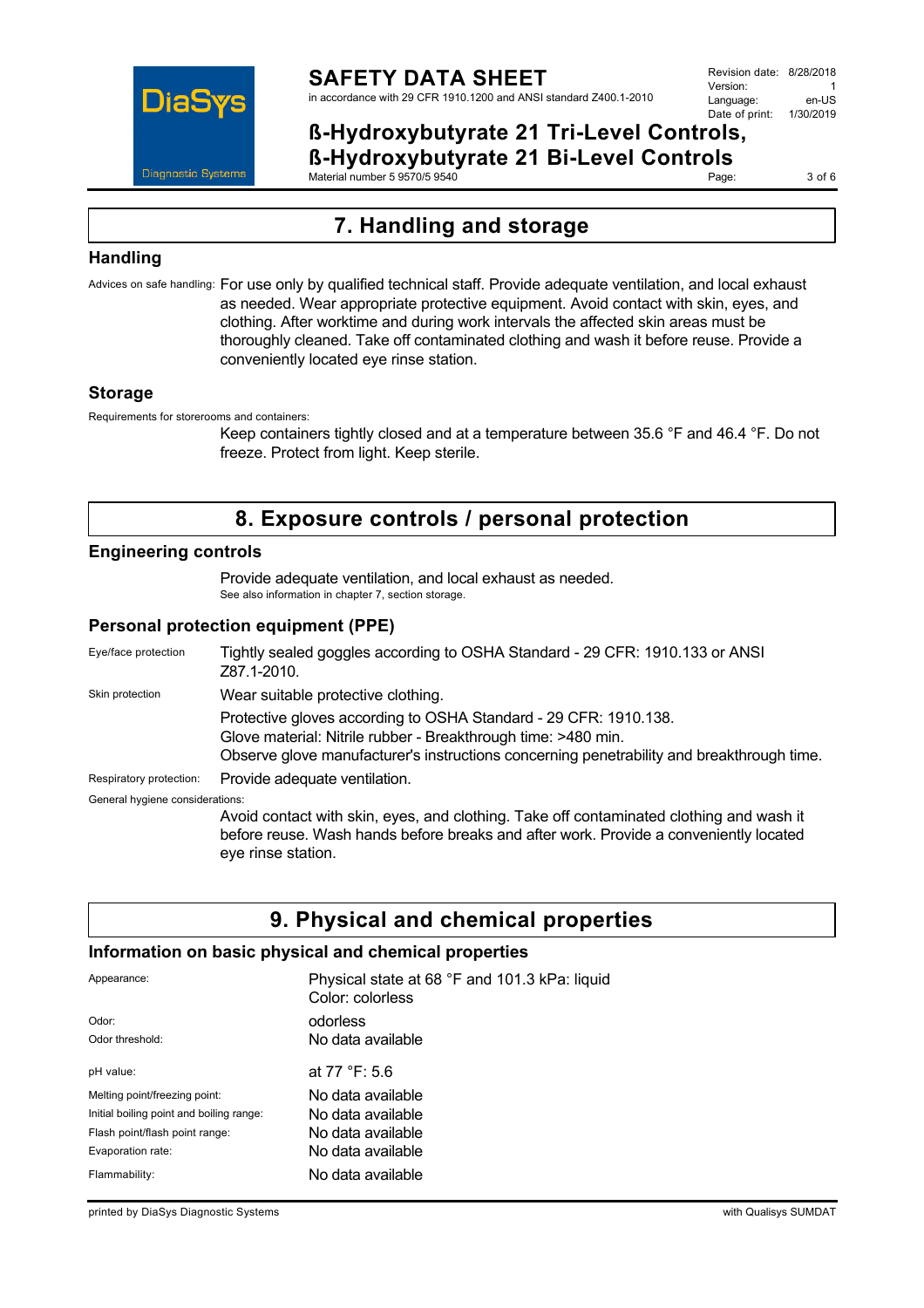## 7. Handling and storage

### Handling

Advices on safe handling: For use only by qualified technical staff. Provide adequate ventilation, and local exhaust as needed. Wear appropriate protective equipment. Avoid contact with skin, eyes, and clothing. After worktime and during work intervals the affected skin areas must be thoroughly cleaned. Take off contaminated clothing and wash it before reuse. Provide a conveniently located eye rinse station.

### Storage

Requirements for storerooms and containers:

Keep containers tightly closed and at a temperature between 35.6 °F and 46.4 °F. Do not freeze. Protect from light. Keep sterile.

## 8. Exposure controls / personal protection

### Engineering controls

Provide adequate ventilation, and local exhaust as needed.
See also information in chapter 7, section storage.

### Personal protection equipment (PPE)

Eye/face protection: Tightly sealed goggles according to OSHA Standard - 29 CFR: 1910.133 or ANSI Z87.1-2010.

Skin protection: Wear suitable protective clothing.

Protective gloves according to OSHA Standard - 29 CFR: 1910.138.
Glove material: Nitrile rubber - Breakthrough time: >480 min.
Observe glove manufacturer's instructions concerning penetrability and breakthrough time.

Respiratory protection: Provide adequate ventilation.

General hygiene considerations:

Avoid contact with skin, eyes, and clothing. Take off contaminated clothing and wash it before reuse. Wash hands before breaks and after work. Provide a conveniently located eye rinse station.

## 9. Physical and chemical properties

### Information on basic physical and chemical properties

| | |
|---|---|
| Appearance: | Physical state at 68 °F and 101.3 kPa: liquid<br>Color: colorless |
| Odor: | odorless |
| Odor threshold: | No data available |
| pH value: | at 77 °F: 5.6 |
| Melting point/freezing point: | No data available |
| Initial boiling point and boiling range: | No data available |
| Flash point/flash point range: | No data available |
| Evaporation rate: | No data available |
| Flammability: | No data available |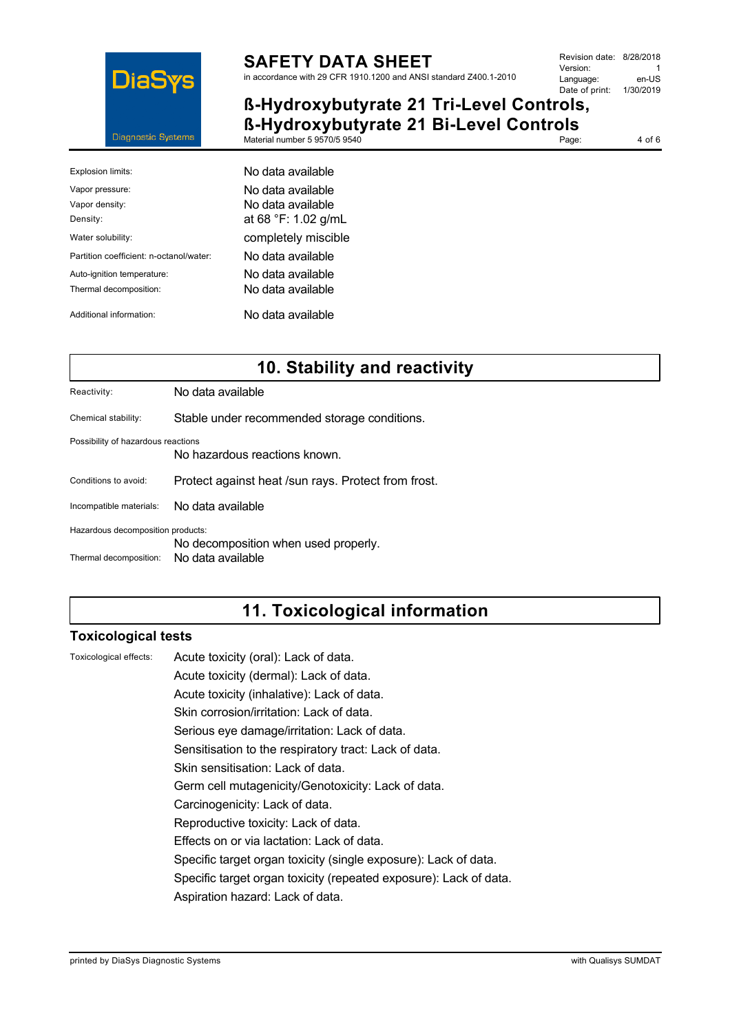| | |
|---|---|
| Explosion limits: | No data available |
| Vapor pressure: | No data available |
| Vapor density: | No data available |
| Density: | at 68 °F: 1.02 g/mL |
| Water solubility: | completely miscible |
| Partition coefficient: n-octanol/water: | No data available |
| Auto-ignition temperature: | No data available |
| Thermal decomposition: | No data available |
| Additional information: | No data available |

# 10. Stability and reactivity

Reactivity: No data available

Chemical stability: Stable under recommended storage conditions.

Possibility of hazardous reactions
No hazardous reactions known.

Conditions to avoid: Protect against heat /sun rays. Protect from frost.

Incompatible materials: No data available

Hazardous decomposition products:
No decomposition when used properly.

Thermal decomposition: No data available

# 11. Toxicological information

## Toxicological tests

Toxicological effects:
Acute toxicity (oral): Lack of data.
Acute toxicity (dermal): Lack of data.
Acute toxicity (inhalative): Lack of data.
Skin corrosion/irritation: Lack of data.
Serious eye damage/irritation: Lack of data.
Sensitisation to the respiratory tract: Lack of data.
Skin sensitisation: Lack of data.
Germ cell mutagenicity/Genotoxicity: Lack of data.
Carcinogenicity: Lack of data.
Reproductive toxicity: Lack of data.
Effects on or via lactation: Lack of data.
Specific target organ toxicity (single exposure): Lack of data.
Specific target organ toxicity (repeated exposure): Lack of data.
Aspiration hazard: Lack of data.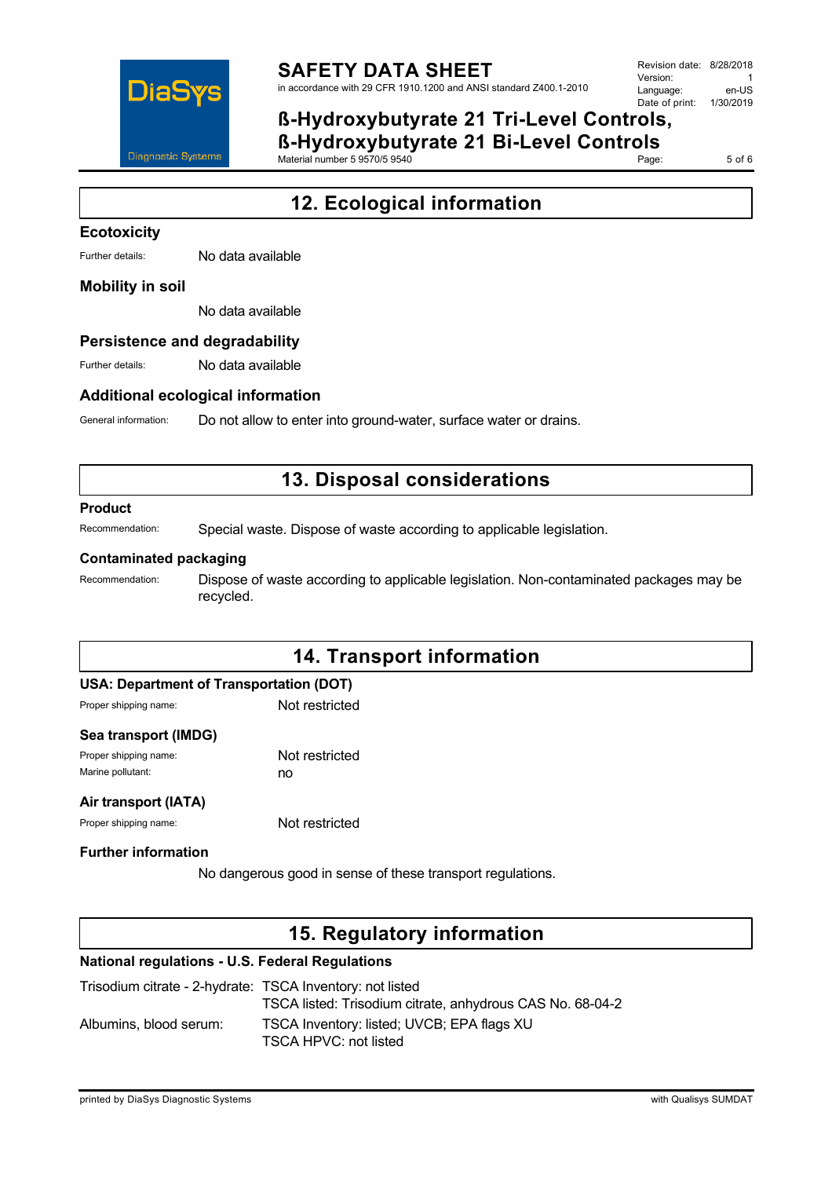## 12. Ecological information

### Ecotoxicity

Further details: No data available

### Mobility in soil

No data available

### Persistence and degradability

Further details: No data available

### Additional ecological information

General information: Do not allow to enter into ground-water, surface water or drains.

## 13. Disposal considerations

### Product

Recommendation: Special waste. Dispose of waste according to applicable legislation.

### Contaminated packaging

Recommendation: Dispose of waste according to applicable legislation. Non-contaminated packages may be recycled.

## 14. Transport information

### USA: Department of Transportation (DOT)

Proper shipping name: Not restricted

### Sea transport (IMDG)

Proper shipping name: Not restricted

Marine pollutant: no

### Air transport (IATA)

Proper shipping name: Not restricted

### Further information

No dangerous good in sense of these transport regulations.

## 15. Regulatory information

### National regulations - U.S. Federal Regulations

Trisodium citrate - 2-hydrate: TSCA Inventory: not listed
TSCA listed: Trisodium citrate, anhydrous CAS No. 68-04-2

Albumins, blood serum: TSCA Inventory: listed; UVCB; EPA flags XU
TSCA HPVC: not listed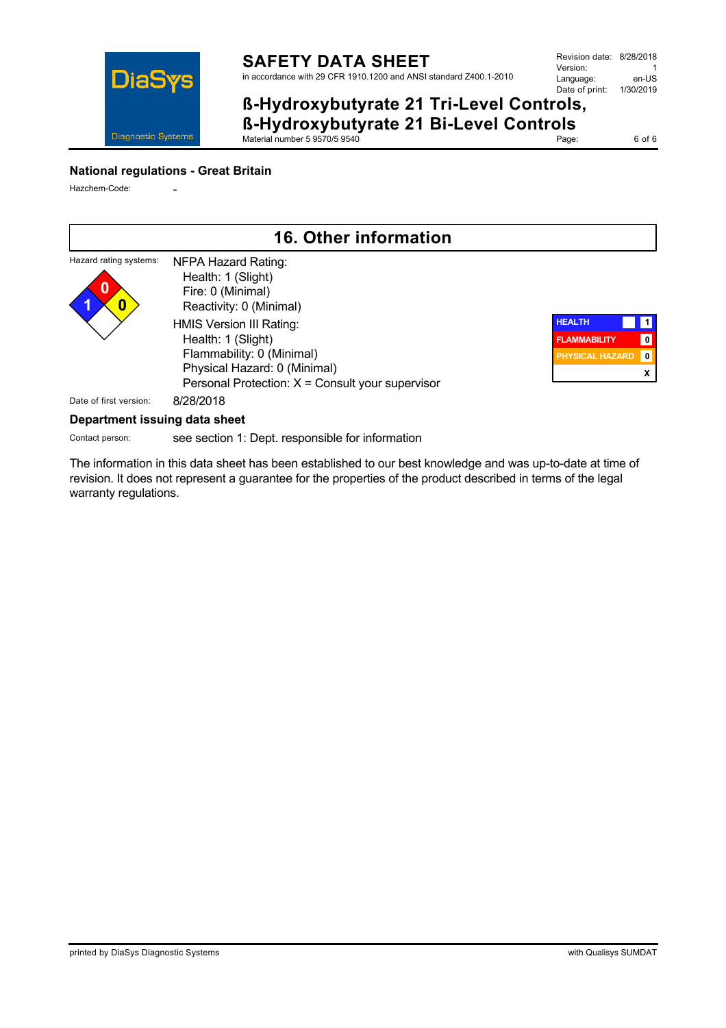### National regulations - Great Britain

Hazchem-Code: -

## 16. Other information

Hazard rating systems:

NFPA Hazard Rating:
- Health: 1 (Slight)
- Fire: 0 (Minimal)
- Reactivity: 0 (Minimal)

HMIS Version III Rating:
- Health: 1 (Slight)
- Flammability: 0 (Minimal)
- Physical Hazard: 0 (Minimal)
- Personal Protection: X = Consult your supervisor

| | |
|---|---|
| HEALTH | 1 |
| FLAMMABILITY | 0 |
| PHYSICAL HAZARD | 0 |
| | X |

Date of first version: 8/28/2018

### Department issuing data sheet

Contact person: see section 1: Dept. responsible for information

The information in this data sheet has been established to our best knowledge and was up-to-date at time of revision. It does not represent a guarantee for the properties of the product described in terms of the legal warranty regulations.